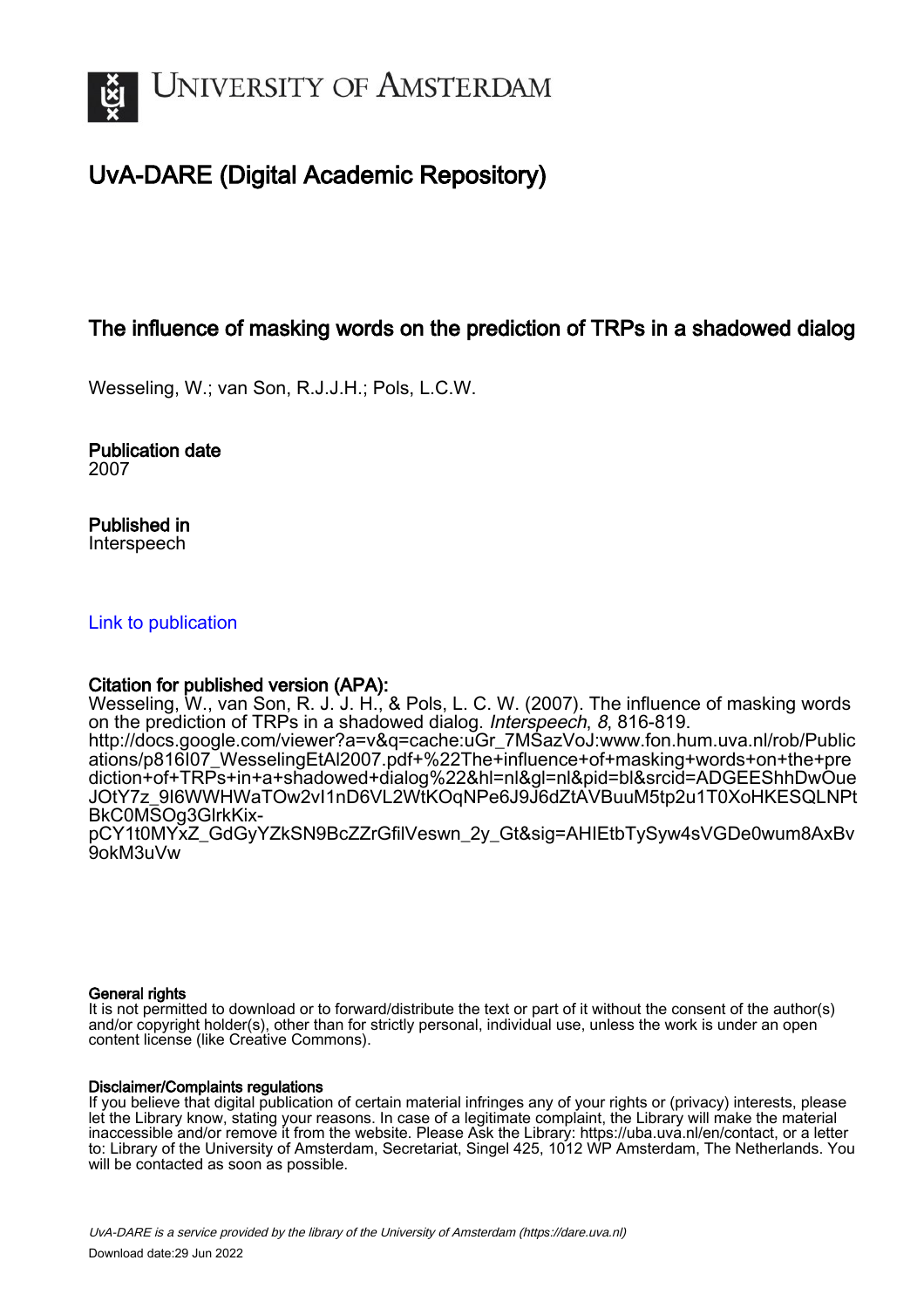# UvA-DARE (Digital Academic Repository)

## The influence of masking words on the prediction of TRPs in a shadowed dialog

Wesseling, W.; van Son, R.J.J.H.; Pols, L.C.W.

**Publication date**
2007

**Published in**
Interspeech

[Link to publication](#)

**Citation for published version (APA):**
Wesseling, W., van Son, R. J. J. H., & Pols, L. C. W. (2007). The influence of masking words on the prediction of TRPs in a shadowed dialog. *Interspeech*, *8*, 816-819. http://docs.google.com/viewer?a=v&q=cache:uGr_7MSazVoJ:www.fon.hum.uva.nl/rob/Publications/p816I07_WesselingEtAl2007.pdf+%22The+influence+of+masking+words+on+the+prediction+of+TRPs+in+a+shadowed+dialog%22&hl=nl&gl=nl&pid=bl&srcid=ADGEEShhDwOueJOtY7z_9I6WWHWaTOw2vI1nD6VL2WtKOqNPe6J9J6dZtAVBuuM5tp2u1T0XoHKESQLNPtBkC0MSOg3GlrkKix-pCY1t0MYxZ_GdGyYZkSN9BcZZrGfilVeswn_2y_Gt&sig=AHIEtbTySyw4sVGDe0wum8AxBv9okM3uVw

**General rights**
It is not permitted to download or to forward/distribute the text or part of it without the consent of the author(s) and/or copyright holder(s), other than for strictly personal, individual use, unless the work is under an open content license (like Creative Commons).

**Disclaimer/Complaints regulations**
If you believe that digital publication of certain material infringes any of your rights or (privacy) interests, please let the Library know, stating your reasons. In case of a legitimate complaint, the Library will make the material inaccessible and/or remove it from the website. Please Ask the Library: https://uba.uva.nl/en/contact, or a letter to: Library of the University of Amsterdam, Secretariat, Singel 425, 1012 WP Amsterdam, The Netherlands. You will be contacted as soon as possible.

*UvA-DARE is a service provided by the library of the University of Amsterdam (https://dare.uva.nl)*
Download date:29 Jun 2022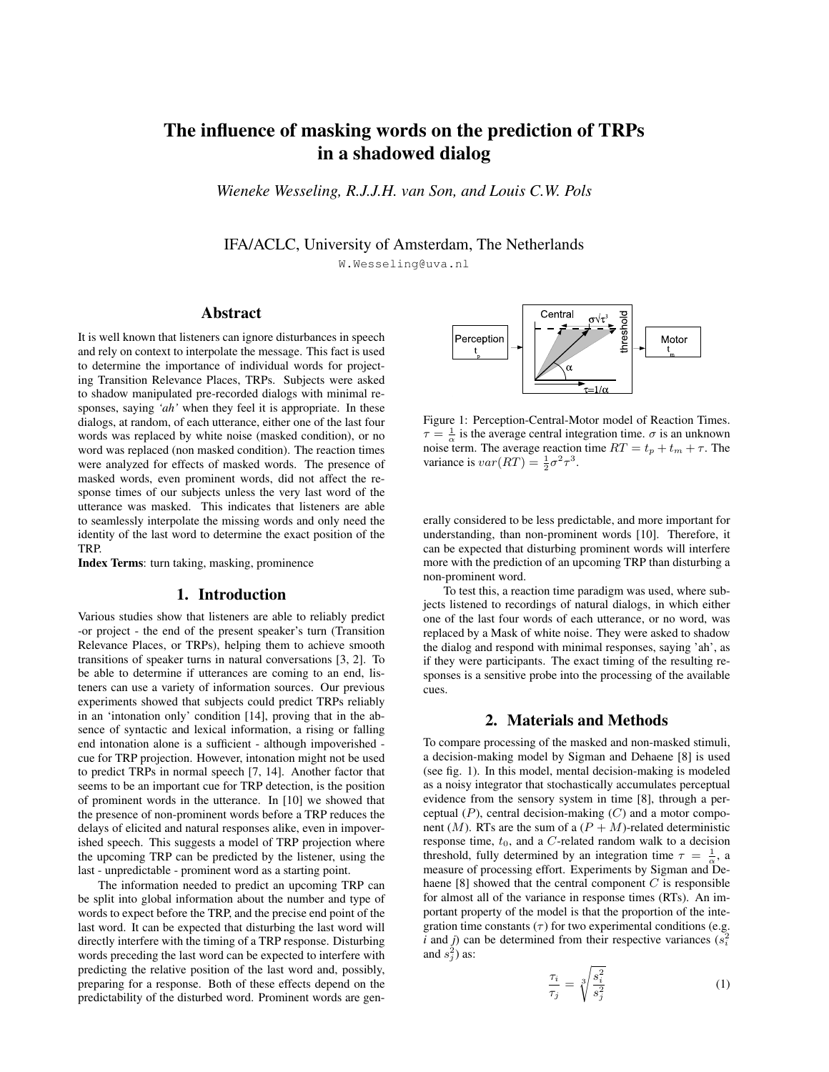# The influence of masking words on the prediction of TRPs in a shadowed dialog

*Wieneke Wesseling, R.J.J.H. van Son, and Louis C.W. Pols*

IFA/ACLC, University of Amsterdam, The Netherlands

W.Wesseling@uva.nl

## Abstract

It is well known that listeners can ignore disturbances in speech and rely on context to interpolate the message. This fact is used to determine the importance of individual words for projecting Transition Relevance Places, TRPs. Subjects were asked to shadow manipulated pre-recorded dialogs with minimal responses, saying *'ah'* when they feel it is appropriate. In these dialogs, at random, of each utterance, either one of the last four words was replaced by white noise (masked condition), or no word was replaced (non masked condition). The reaction times were analyzed for effects of masked words. The presence of masked words, even prominent words, did not affect the response times of our subjects unless the very last word of the utterance was masked. This indicates that listeners are able to seamlessly interpolate the missing words and only need the identity of the last word to determine the exact position of the TRP.

**Index Terms**: turn taking, masking, prominence

## 1. Introduction

Various studies show that listeners are able to reliably predict -or project - the end of the present speaker's turn (Transition Relevance Places, or TRPs), helping them to achieve smooth transitions of speaker turns in natural conversations [3, 2]. To be able to determine if utterances are coming to an end, listeners can use a variety of information sources. Our previous experiments showed that subjects could predict TRPs reliably in an 'intonation only' condition [14], proving that in the absence of syntactic and lexical information, a rising or falling end intonation alone is a sufficient - although impoverished - cue for TRP projection. However, intonation might not be used to predict TRPs in normal speech [7, 14]. Another factor that seems to be an important cue for TRP detection, is the position of prominent words in the utterance. In [10] we showed that the presence of non-prominent words before a TRP reduces the delays of elicited and natural responses alike, even in impoverished speech. This suggests a model of TRP projection where the upcoming TRP can be predicted by the listener, using the last - unpredictable - prominent word as a starting point.

The information needed to predict an upcoming TRP can be split into global information about the number and type of words to expect before the TRP, and the precise end point of the last word. It can be expected that disturbing the last word will directly interfere with the timing of a TRP response. Disturbing words preceding the last word can be expected to interfere with predicting the relative position of the last word and, possibly, preparing for a response. Both of these effects depend on the predictability of the disturbed word. Prominent words are generally considered to be less predictable, and more important for understanding, than non-prominent words [10]. Therefore, it can be expected that disturbing prominent words will interfere more with the prediction of an upcoming TRP than disturbing a non-prominent word.

Figure 1: Perception-Central-Motor model of Reaction Times. $\tau = \frac{1}{\alpha}$ is the average central integration time. $\sigma$ is an unknown noise term. The average reaction time $RT = t_p + t_m + \tau$. The variance is $var(RT) = \frac{1}{2}\sigma^2\tau^3$.

To test this, a reaction time paradigm was used, where subjects listened to recordings of natural dialogs, in which either one of the last four words of each utterance, or no word, was replaced by a Mask of white noise. They were asked to shadow the dialog and respond with minimal responses, saying 'ah', as if they were participants. The exact timing of the resulting responses is a sensitive probe into the processing of the available cues.

## 2. Materials and Methods

To compare processing of the masked and non-masked stimuli, a decision-making model by Sigman and Dehaene [8] is used (see fig. 1). In this model, mental decision-making is modeled as a noisy integrator that stochastically accumulates perceptual evidence from the sensory system in time [8], through a perceptual ($P$), central decision-making ($C$) and a motor component ($M$). RTs are the sum of a ($P + M$)-related deterministic response time, $t_0$, and a $C$-related random walk to a decision threshold, fully determined by an integration time $\tau = \frac{1}{\alpha}$, a measure of processing effort. Experiments by Sigman and Dehaene [8] showed that the central component $C$ is responsible for almost all of the variance in response times (RTs). An important property of the model is that the proportion of the integration time constants ($\tau$) for two experimental conditions (e.g. $i$ and $j$) can be determined from their respective variances ($s_i^2$ and $s_j^2$) as:

$$\frac{\tau_i}{\tau_j} = \sqrt[3]{\frac{s_i^2}{s_j^2}} \tag{1}$$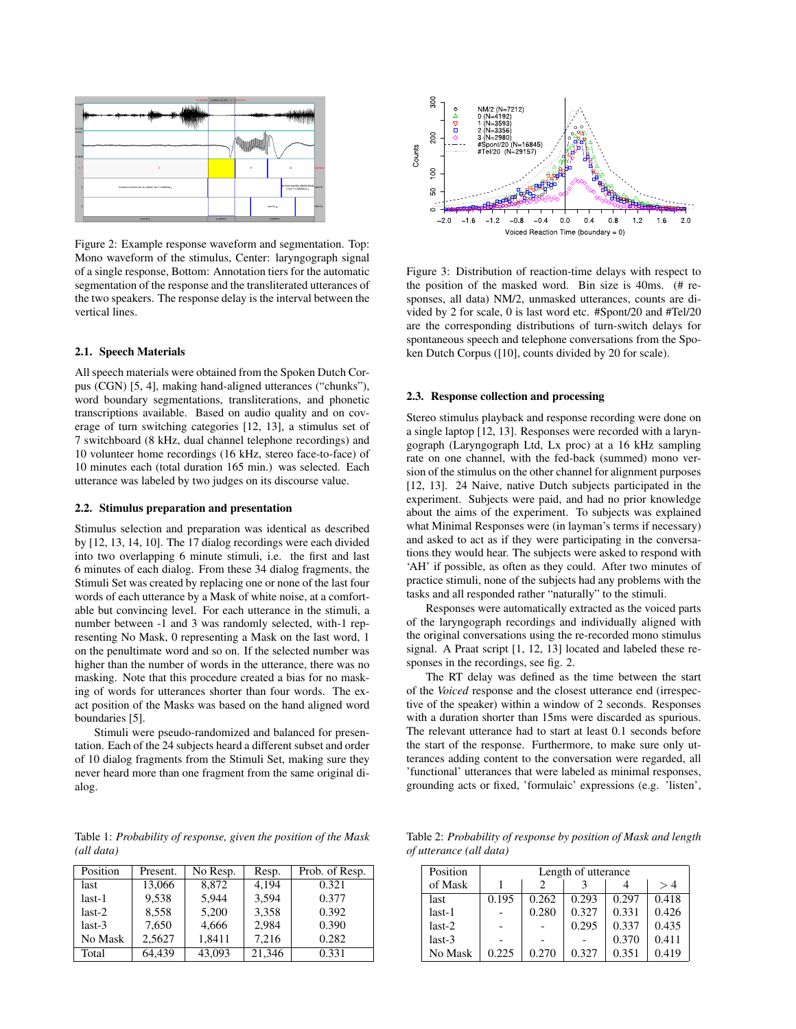Figure 2: Example response waveform and segmentation. Top: Mono waveform of the stimulus, Center: laryngograph signal of a single response, Bottom: Annotation tiers for the automatic segmentation of the response and the transliterated utterances of the two speakers. The response delay is the interval between the vertical lines.

### 2.1. Speech Materials

All speech materials were obtained from the Spoken Dutch Corpus (CGN) [5, 4], making hand-aligned utterances ("chunks"), word boundary segmentations, transliterations, and phonetic transcriptions available. Based on audio quality and on coverage of turn switching categories [12, 13], a stimulus set of 7 switchboard (8 kHz, dual channel telephone recordings) and 10 volunteer home recordings (16 kHz, stereo face-to-face) of 10 minutes each (total duration 165 min.) was selected. Each utterance was labeled by two judges on its discourse value.

### 2.2. Stimulus preparation and presentation

Stimulus selection and preparation was identical as described by [12, 13, 14, 10]. The 17 dialog recordings were each divided into two overlapping 6 minute stimuli, i.e. the first and last 6 minutes of each dialog. From these 34 dialog fragments, the Stimuli Set was created by replacing one or none of the last four words of each utterance by a Mask of white noise, at a comfortable but convincing level. For each utterance in the stimuli, a number between -1 and 3 was randomly selected, with-1 representing No Mask, 0 representing a Mask on the last word, 1 on the penultimate word and so on. If the selected number was higher than the number of words in the utterance, there was no masking. Note that this procedure created a bias for no masking of words for utterances shorter than four words. The exact position of the Masks was based on the hand aligned word boundaries [5].

Stimuli were pseudo-randomized and balanced for presentation. Each of the 24 subjects heard a different subset and order of 10 dialog fragments from the Stimuli Set, making sure they never heard more than one fragment from the same original dialog.

Figure 3: Distribution of reaction-time delays with respect to the position of the masked word. Bin size is 40ms. (# responses, all data) NM/2, unmasked utterances, counts are divided by 2 for scale, 0 is last word etc. #Spont/20 and #Tel/20 are the corresponding distributions of turn-switch delays for spontaneous speech and telephone conversations from the Spoken Dutch Corpus ([10], counts divided by 20 for scale).

### 2.3. Response collection and processing

Stereo stimulus playback and response recording were done on a single laptop [12, 13]. Responses were recorded with a laryngograph (Laryngograph Ltd, Lx proc) at a 16 kHz sampling rate on one channel, with the fed-back (summed) mono version of the stimulus on the other channel for alignment purposes [12, 13]. 24 Naive, native Dutch subjects participated in the experiment. Subjects were paid, and had no prior knowledge about the aims of the experiment. To subjects was explained what Minimal Responses were (in layman's terms if necessary) and asked to act as if they were participating in the conversations they would hear. The subjects were asked to respond with 'AH' if possible, as often as they could. After two minutes of practice stimuli, none of the subjects had any problems with the tasks and all responded rather "naturally" to the stimuli.

Responses were automatically extracted as the voiced parts of the laryngograph recordings and individually aligned with the original conversations using the re-recorded mono stimulus signal. A Praat script [1, 12, 13] located and labeled these responses in the recordings, see fig. 2.

The RT delay was defined as the time between the start of the *Voiced* response and the closest utterance end (irrespective of the speaker) within a window of 2 seconds. Responses with a duration shorter than 15ms were discarded as spurious. The relevant utterance had to start at least 0.1 seconds before the start of the response. Furthermore, to make sure only utterances adding content to the conversation were regarded, all 'functional' utterances that were labeled as minimal responses, grounding acts or fixed, 'formulaic' expressions (e.g. 'listen',

Table 1: *Probability of response, given the position of the Mask (all data)*

| Position | Present. | No Resp. | Resp. | Prob. of Resp. |
|---|---|---|---|---|
| last | 13,066 | 8,872 | 4,194 | 0.321 |
| last-1 | 9,538 | 5,944 | 3,594 | 0.377 |
| last-2 | 8,558 | 5,200 | 3,358 | 0.392 |
| last-3 | 7,650 | 4,666 | 2,984 | 0.390 |
| No Mask | 2,5627 | 1,8411 | 7,216 | 0.282 |
| Total | 64,439 | 43,093 | 21,346 | 0.331 |

Table 2: *Probability of response by position of Mask and length of utterance (all data)*

| Position of Mask | Length of utterance | | | | |
|---|---|---|---|---|---|
| | 1 | 2 | 3 | 4 | $> 4$ |
| last | 0.195 | 0.262 | 0.293 | 0.297 | 0.418 |
| last-1 | - | 0.280 | 0.327 | 0.331 | 0.426 |
| last-2 | - | - | 0.295 | 0.337 | 0.435 |
| last-3 | - | - | - | 0.370 | 0.411 |
| No Mask | 0.225 | 0.270 | 0.327 | 0.351 | 0.419 |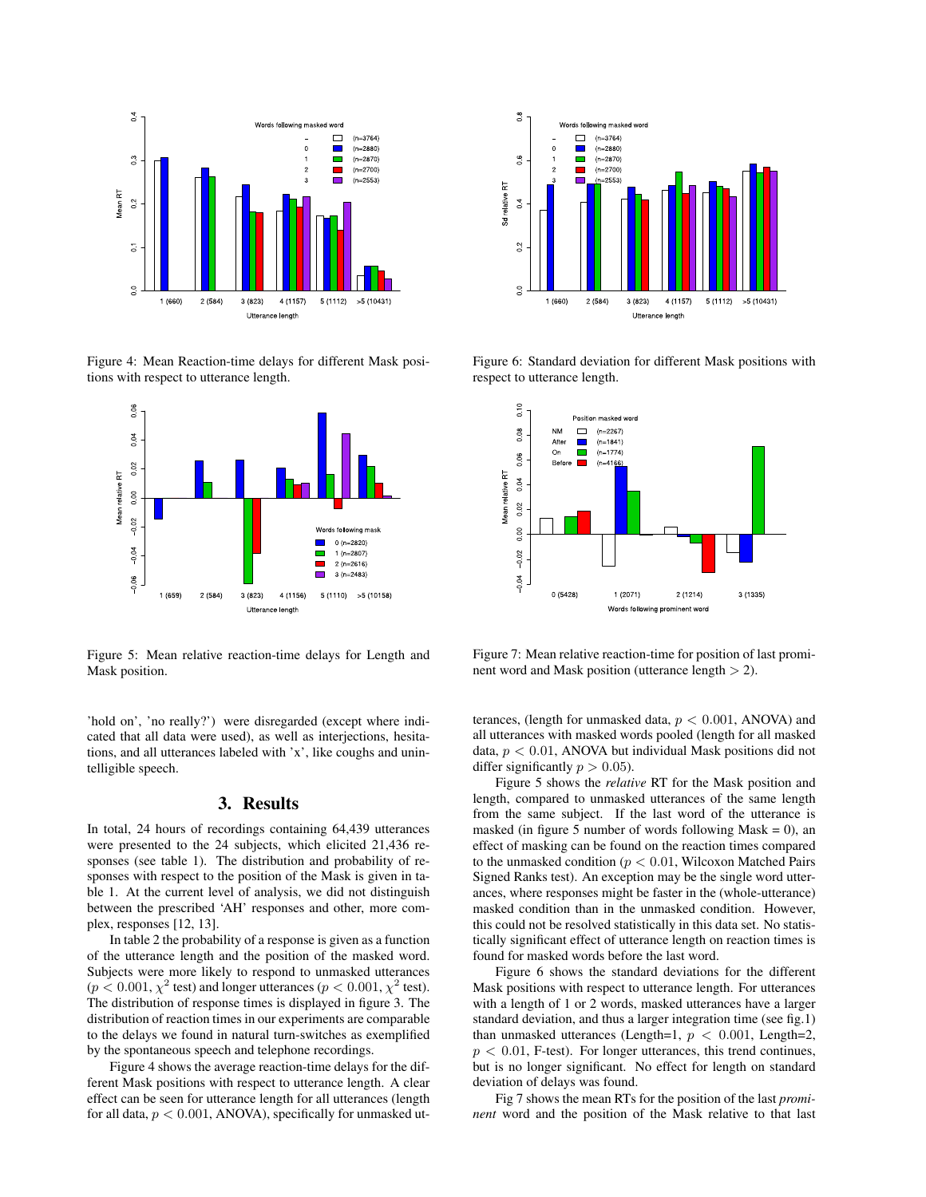Figure 4: Mean Reaction-time delays for different Mask positions with respect to utterance length.

Figure 5: Mean relative reaction-time delays for Length and Mask position.

Figure 6: Standard deviation for different Mask positions with respect to utterance length.

Figure 7: Mean relative reaction-time for position of last prominent word and Mask position (utterance length > 2).

'hold on', 'no really?') were disregarded (except where indicated that all data were used), as well as interjections, hesitations, and all utterances labeled with 'x', like coughs and unintelligible speech.

## 3. Results

In total, 24 hours of recordings containing 64,439 utterances were presented to the 24 subjects, which elicited 21,436 responses (see table 1). The distribution and probability of responses with respect to the position of the Mask is given in table 1. At the current level of analysis, we did not distinguish between the prescribed 'AH' responses and other, more complex, responses [12, 13].

In table 2 the probability of a response is given as a function of the utterance length and the position of the masked word. Subjects were more likely to respond to unmasked utterances ($p < 0.001$, $\chi^2$ test) and longer utterances ($p < 0.001$, $\chi^2$ test). The distribution of response times is displayed in figure 3. The distribution of reaction times in our experiments are comparable to the delays we found in natural turn-switches as exemplified by the spontaneous speech and telephone recordings.

Figure 4 shows the average reaction-time delays for the different Mask positions with respect to utterance length. A clear effect can be seen for utterance length for all utterances (length for all data, $p < 0.001$, ANOVA), specifically for unmasked utterances, (length for unmasked data, $p < 0.001$, ANOVA) and all utterances with masked words pooled (length for all masked data, $p < 0.01$, ANOVA but individual Mask positions did not differ significantly $p > 0.05$).

Figure 5 shows the *relative* RT for the Mask position and length, compared to unmasked utterances of the same length from the same subject. If the last word of the utterance is masked (in figure 5 number of words following Mask = 0), an effect of masking can be found on the reaction times compared to the unmasked condition ($p < 0.01$, Wilcoxon Matched Pairs Signed Ranks test). An exception may be the single word utterances, where responses might be faster in the (whole-utterance) masked condition than in the unmasked condition. However, this could not be resolved statistically in this data set. No statistically significant effect of utterance length on reaction times is found for masked words before the last word.

Figure 6 shows the standard deviations for the different Mask positions with respect to utterance length. For utterances with a length of 1 or 2 words, masked utterances have a larger standard deviation, and thus a larger integration time (see fig.1) than unmasked utterances (Length=1, $p < 0.001$, Length=2, $p < 0.01$, F-test). For longer utterances, this trend continues, but is no longer significant. No effect for length on standard deviation of delays was found.

Fig 7 shows the mean RTs for the position of the last *prominent* word and the position of the Mask relative to that last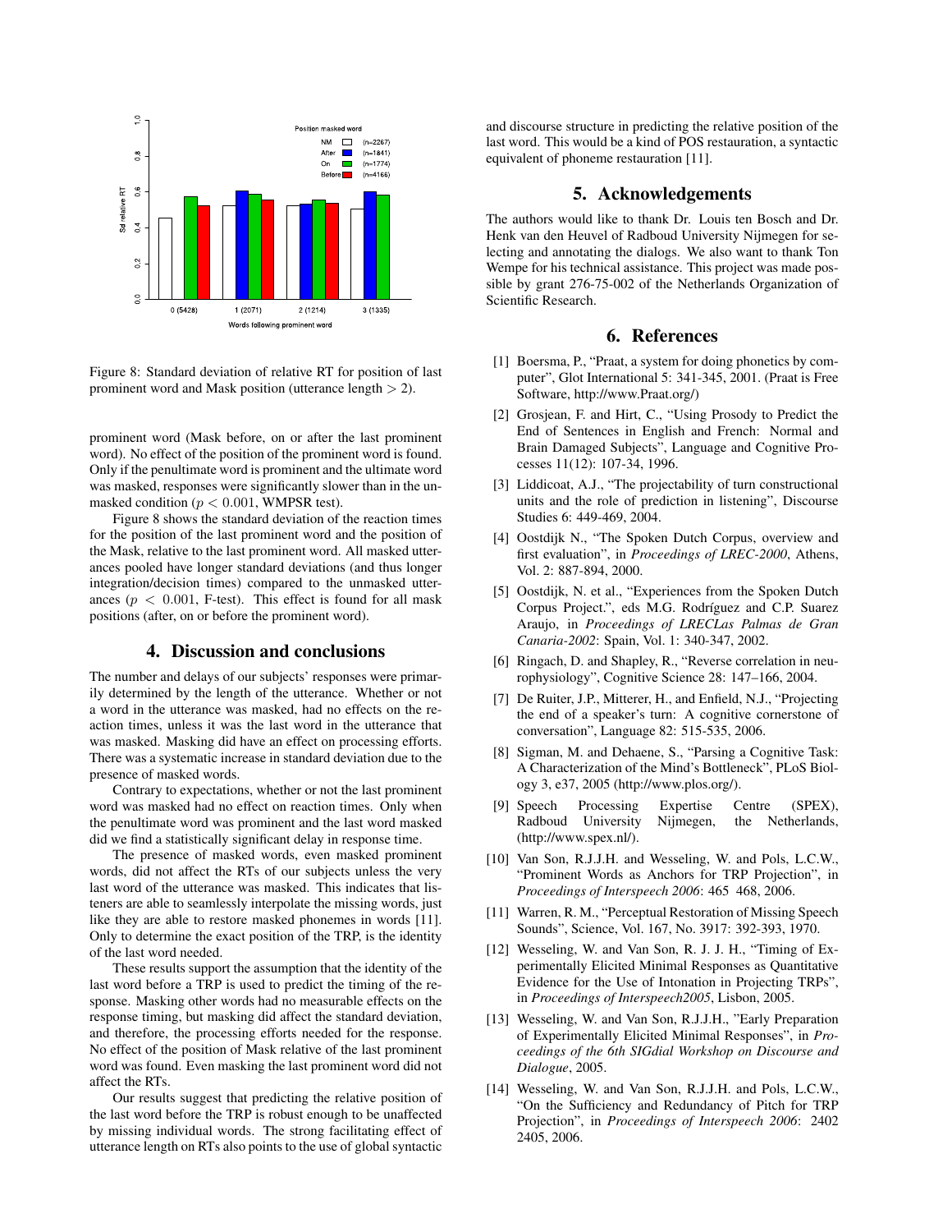1.0
0.8
0.6
0.4
0.2
0.0

Sd relative RT

Position masked word
NM (n=2267)
After (n=1841)
On (n=1774)
Before (n=4166)

0 (5428)
1 (2071)
2 (1214)
3 (1335)

Words following prominent word

Figure 8: Standard deviation of relative RT for position of last prominent word and Mask position (utterance length $> 2$).

prominent word (Mask before, on or after the last prominent word). No effect of the position of the prominent word is found. Only if the penultimate word is prominent and the ultimate word was masked, responses were significantly slower than in the unmasked condition ($p < 0.001$, WMPSR test).

Figure 8 shows the standard deviation of the reaction times for the position of the last prominent word and the position of the Mask, relative to the last prominent word. All masked utterances pooled have longer standard deviations (and thus longer integration/decision times) compared to the unmasked utterances ($p < 0.001$, F-test). This effect is found for all mask positions (after, on or before the prominent word).

## 4. Discussion and conclusions

The number and delays of our subjects' responses were primarily determined by the length of the utterance. Whether or not a word in the utterance was masked, had no effects on the reaction times, unless it was the last word in the utterance that was masked. Masking did have an effect on processing efforts. There was a systematic increase in standard deviation due to the presence of masked words.

Contrary to expectations, whether or not the last prominent word was masked had no effect on reaction times. Only when the penultimate word was prominent and the last word masked did we find a statistically significant delay in response time.

The presence of masked words, even masked prominent words, did not affect the RTs of our subjects unless the very last word of the utterance was masked. This indicates that listeners are able to seamlessly interpolate the missing words, just like they are able to restore masked phonemes in words [11]. Only to determine the exact position of the TRP, is the identity of the last word needed.

These results support the assumption that the identity of the last word before a TRP is used to predict the timing of the response. Masking other words had no measurable effects on the response timing, but masking did affect the standard deviation, and therefore, the processing efforts needed for the response. No effect of the position of Mask relative of the last prominent word was found. Even masking the last prominent word did not affect the RTs.

Our results suggest that predicting the relative position of the last word before the TRP is robust enough to be unaffected by missing individual words. The strong facilitating effect of utterance length on RTs also points to the use of global syntactic and discourse structure in predicting the relative position of the last word. This would be a kind of POS restauration, a syntactic equivalent of phoneme restauration [11].

## 5. Acknowledgements

The authors would like to thank Dr. Louis ten Bosch and Dr. Henk van den Heuvel of Radboud University Nijmegen for selecting and annotating the dialogs. We also want to thank Ton Wempe for his technical assistance. This project was made possible by grant 276-75-002 of the Netherlands Organization of Scientific Research.

## 6. References

[1] Boersma, P., "Praat, a system for doing phonetics by computer", Glot International 5: 341-345, 2001. (Praat is Free Software, http://www.Praat.org/)

[2] Grosjean, F. and Hirt, C., "Using Prosody to Predict the End of Sentences in English and French: Normal and Brain Damaged Subjects", Language and Cognitive Processes 11(12): 107-34, 1996.

[3] Liddicoat, A.J., "The projectability of turn constructional units and the role of prediction in listening", Discourse Studies 6: 449-469, 2004.

[4] Oostdijk N., "The Spoken Dutch Corpus, overview and first evaluation", in *Proceedings of LREC-2000*, Athens, Vol. 2: 887-894, 2000.

[5] Oostdijk, N. et al., "Experiences from the Spoken Dutch Corpus Project.", eds M.G. Rodríguez and C.P. Suarez Araujo, in *Proceedings of LRECLas Palmas de Gran Canaria-2002*: Spain, Vol. 1: 340-347, 2002.

[6] Ringach, D. and Shapley, R., "Reverse correlation in neurophysiology", Cognitive Science 28: 147–166, 2004.

[7] De Ruiter, J.P., Mitterer, H., and Enfield, N.J., "Projecting the end of a speaker's turn: A cognitive cornerstone of conversation", Language 82: 515-535, 2006.

[8] Sigman, M. and Dehaene, S., "Parsing a Cognitive Task: A Characterization of the Mind's Bottleneck", PLoS Biology 3, e37, 2005 (http://www.plos.org/).

[9] Speech Processing Expertise Centre (SPEX), Radboud University Nijmegen, the Netherlands, (http://www.spex.nl/).

[10] Van Son, R.J.J.H. and Wesseling, W. and Pols, L.C.W., "Prominent Words as Anchors for TRP Projection", in *Proceedings of Interspeech 2006*: 465 468, 2006.

[11] Warren, R. M., "Perceptual Restoration of Missing Speech Sounds", Science, Vol. 167, No. 3917: 392-393, 1970.

[12] Wesseling, W. and Van Son, R. J. J. H., "Timing of Experimentally Elicited Minimal Responses as Quantitative Evidence for the Use of Intonation in Projecting TRPs", in *Proceedings of Interspeech2005*, Lisbon, 2005.

[13] Wesseling, W. and Van Son, R.J.J.H., "Early Preparation of Experimentally Elicited Minimal Responses", in *Proceedings of the 6th SIGdial Workshop on Discourse and Dialogue*, 2005.

[14] Wesseling, W. and Van Son, R.J.J.H. and Pols, L.C.W., "On the Sufficiency and Redundancy of Pitch for TRP Projection", in *Proceedings of Interspeech 2006*: 2402 2405, 2006.